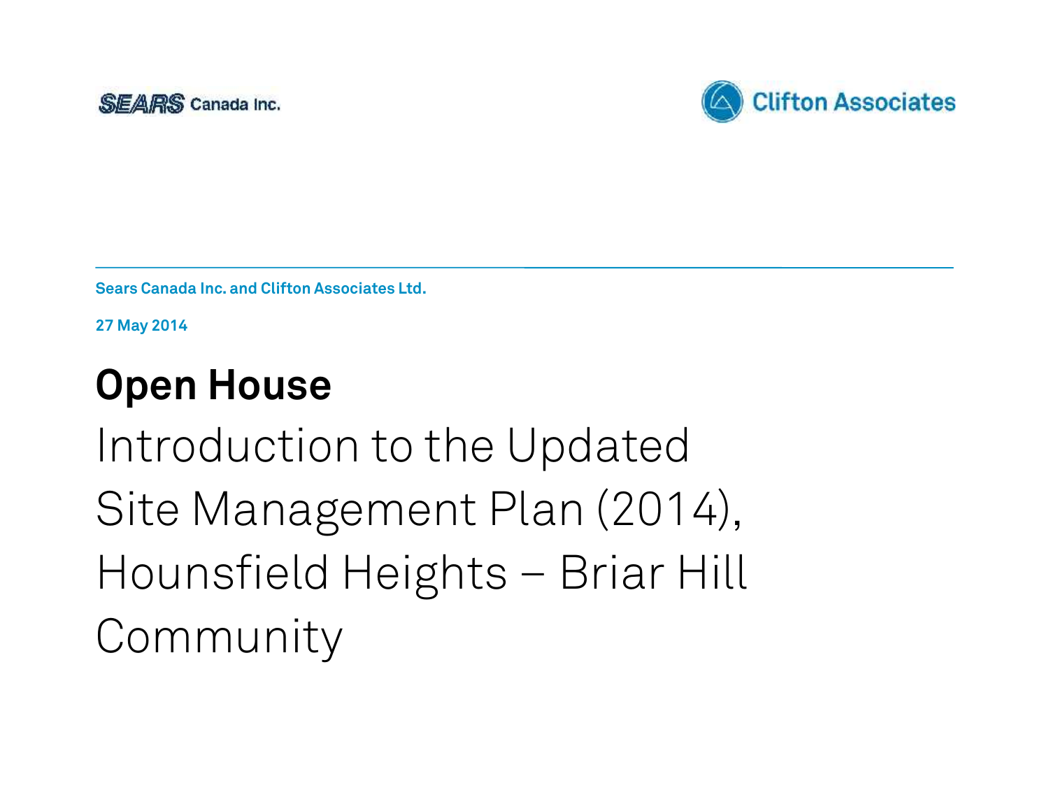SEARS Canada Inc.

Clifton Associates

Sears Canada Inc. and Clifton Associates Ltd.

27 May 2014

# Open House

Introduction to the Updated Site Management Plan (2014), Hounsfield Heights – Briar Hill Community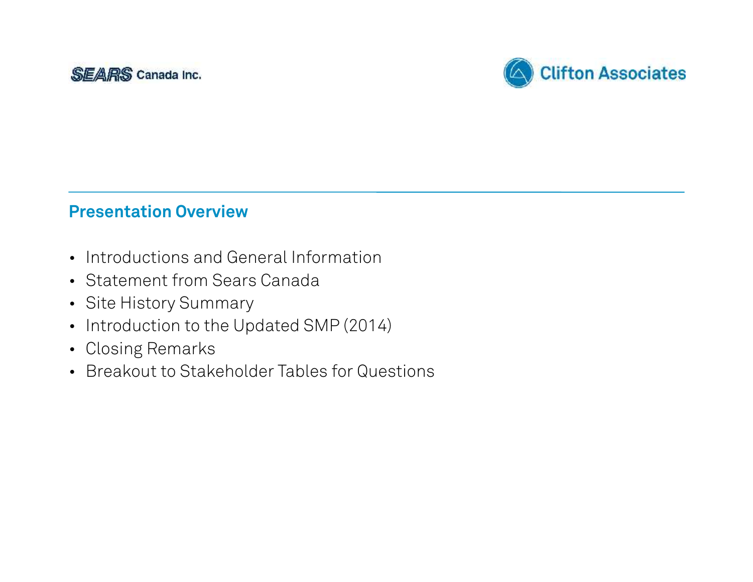SEARS Canada Inc.

Clifton Associates

## Presentation Overview

- Introductions and General Information
- Statement from Sears Canada
- Site History Summary
- Introduction to the Updated SMP (2014)
- Closing Remarks
- Breakout to Stakeholder Tables for Questions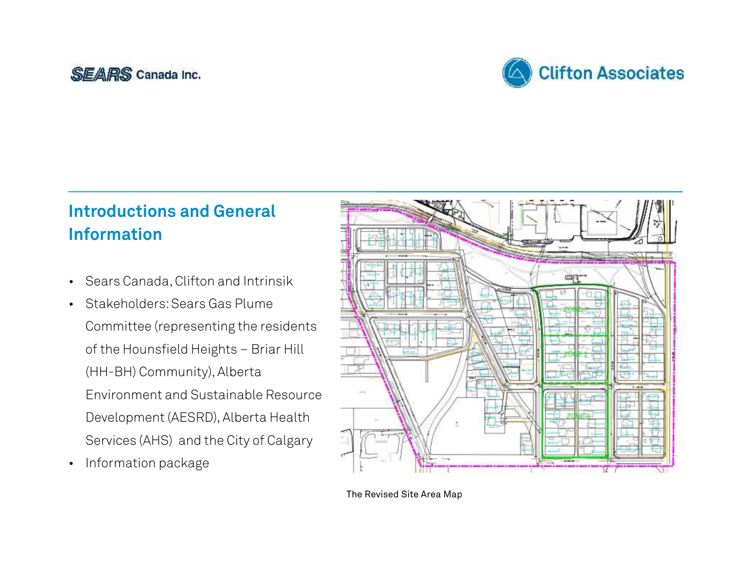## Introductions and General Information

- Sears Canada, Clifton and Intrinsik
- Stakeholders: Sears Gas Plume Committee (representing the residents of the Hounsfield Heights – Briar Hill (HH-BH) Community), Alberta Environment and Sustainable Resource Development (AESRD), Alberta Health Services (AHS) and the City of Calgary
- Information package

The Revised Site Area Map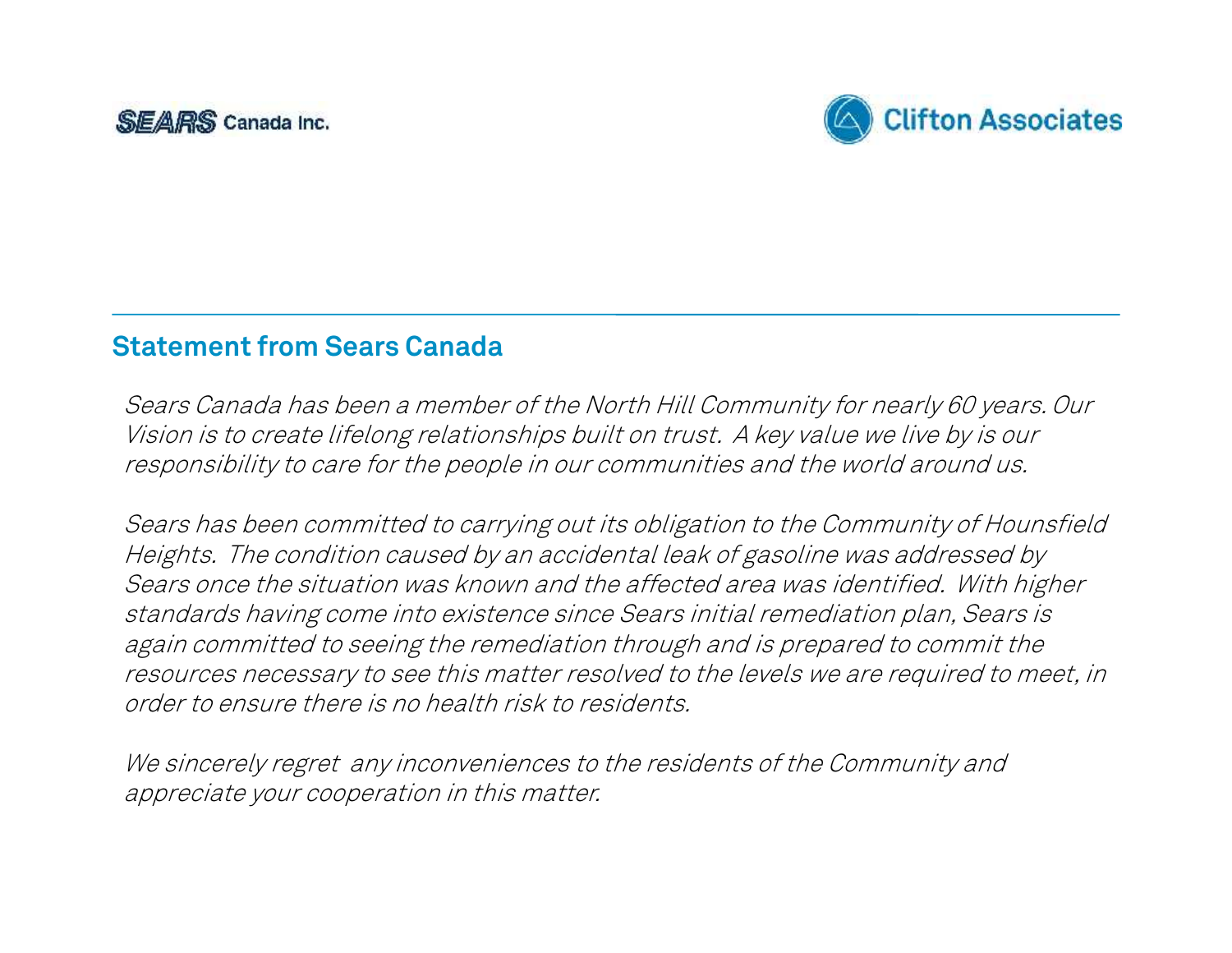SEARS Canada Inc.

Clifton Associates

## Statement from Sears Canada

*Sears Canada has been a member of the North Hill Community for nearly 60 years. Our Vision is to create lifelong relationships built on trust. A key value we live by is our responsibility to care for the people in our communities and the world around us.*

*Sears has been committed to carrying out its obligation to the Community of Hounsfield Heights. The condition caused by an accidental leak of gasoline was addressed by Sears once the situation was known and the affected area was identified. With higher standards having come into existence since Sears initial remediation plan, Sears is again committed to seeing the remediation through and is prepared to commit the resources necessary to see this matter resolved to the levels we are required to meet, in order to ensure there is no health risk to residents.*

*We sincerely regret any inconveniences to the residents of the Community and appreciate your cooperation in this matter.*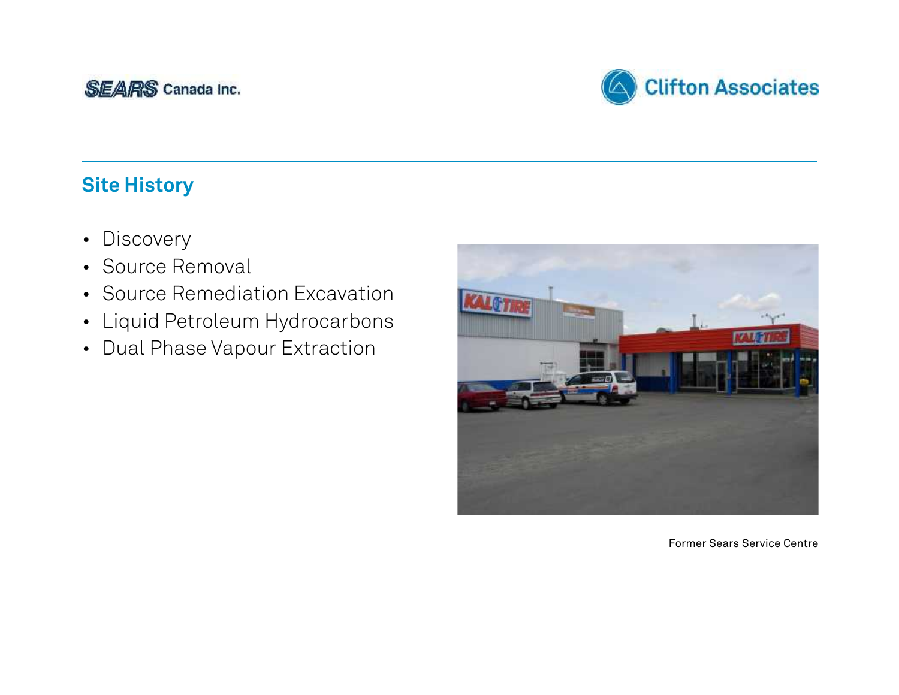## Site History

- Discovery
- Source Removal
- Source Remediation Excavation
- Liquid Petroleum Hydrocarbons
- Dual Phase Vapour Extraction

Former Sears Service Centre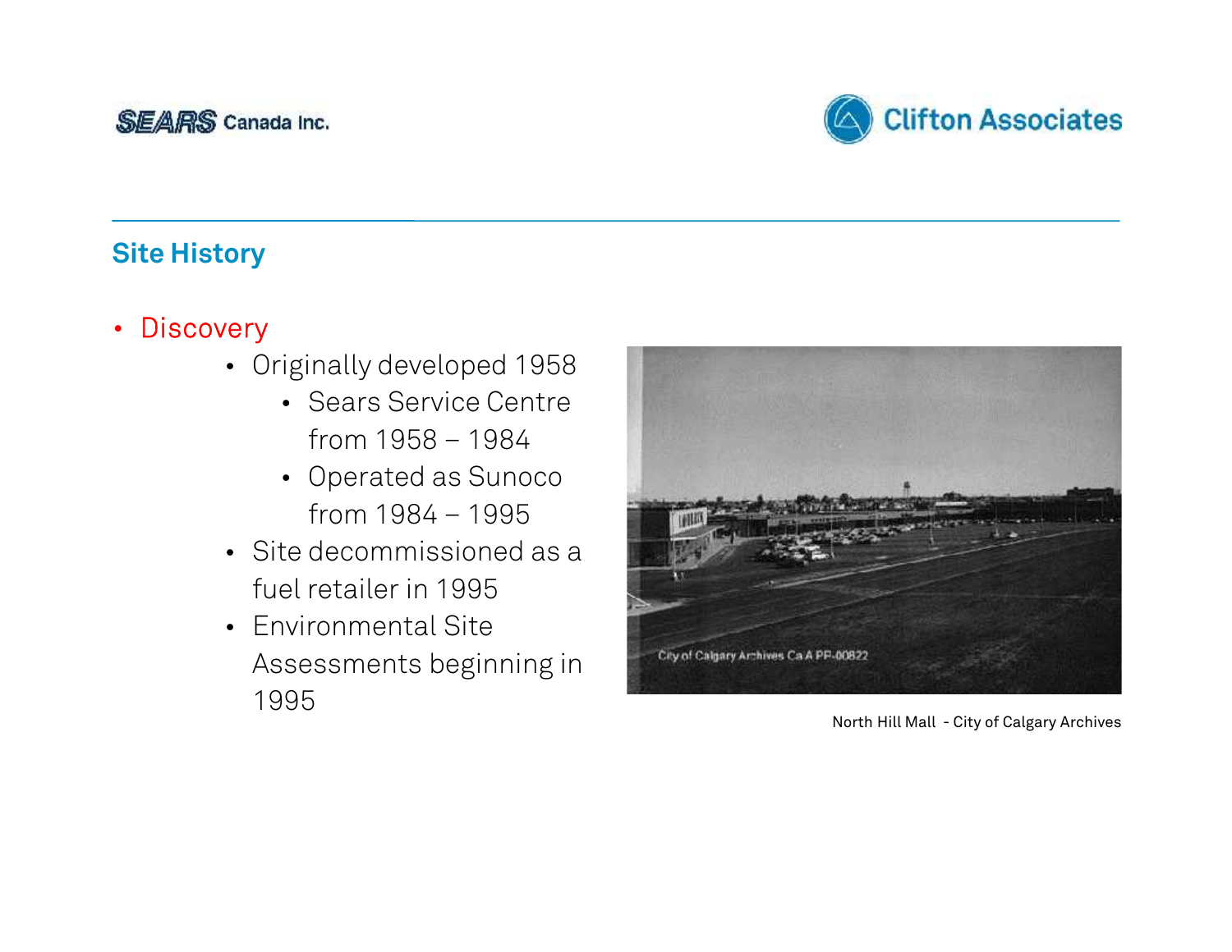## Site History

- Discovery
  - Originally developed 1958
    - Sears Service Centre from 1958 – 1984
    - Operated as Sunoco from 1984 – 1995
  - Site decommissioned as a fuel retailer in 1995
  - Environmental Site Assessments beginning in 1995

North Hill Mall - City of Calgary Archives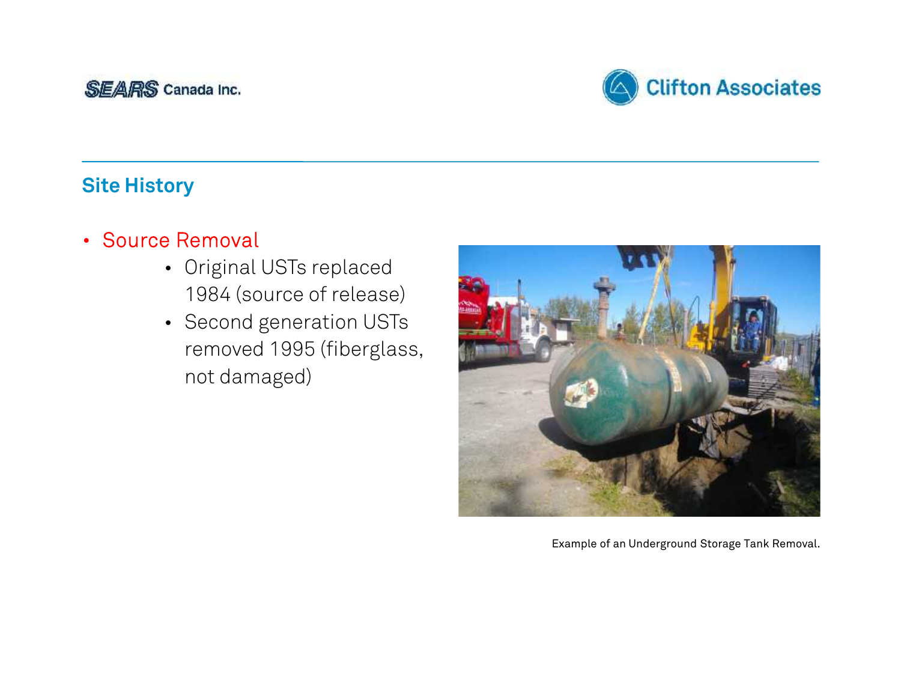## Site History

- Source Removal
  - Original USTs replaced 1984 (source of release)
  - Second generation USTs removed 1995 (fiberglass, not damaged)

Example of an Underground Storage Tank Removal.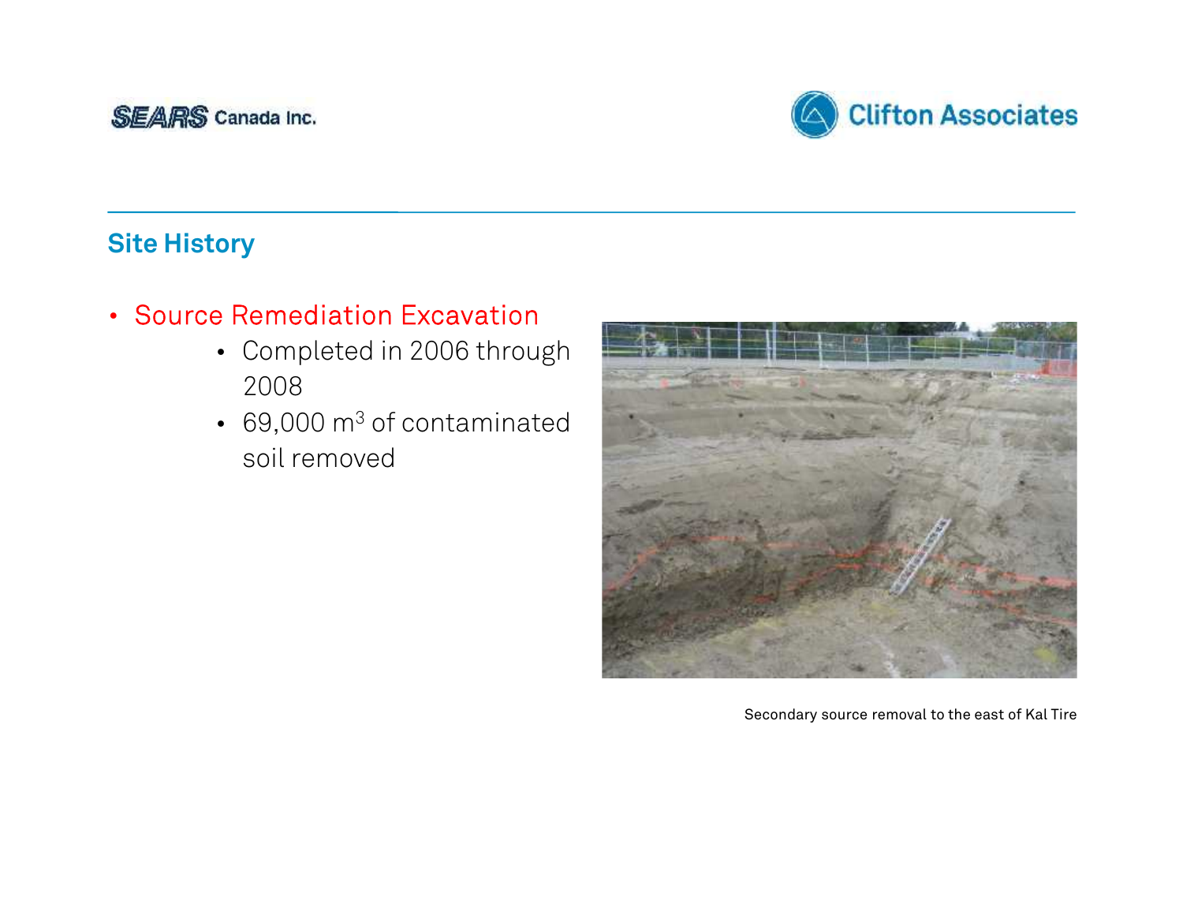## Site History

- Source Remediation Excavation
  - Completed in 2006 through 2008
  - 69,000 $m^3$ of contaminated soil removed

Secondary source removal to the east of Kal Tire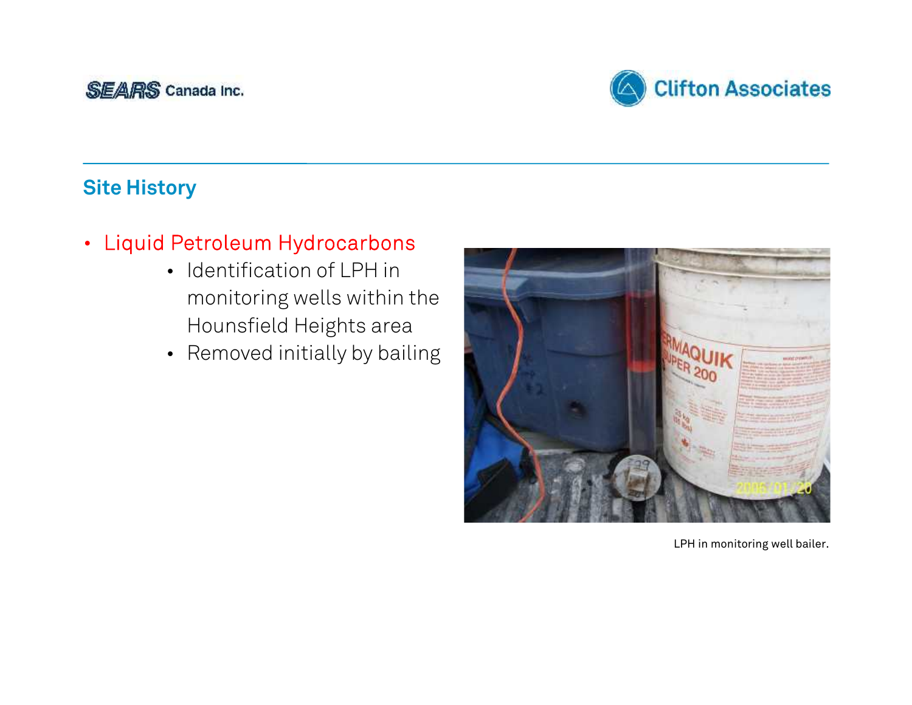## Site History

- Liquid Petroleum Hydrocarbons
    - Identification of LPH in monitoring wells within the Hounsfield Heights area
    - Removed initially by bailing

LPH in monitoring well bailer.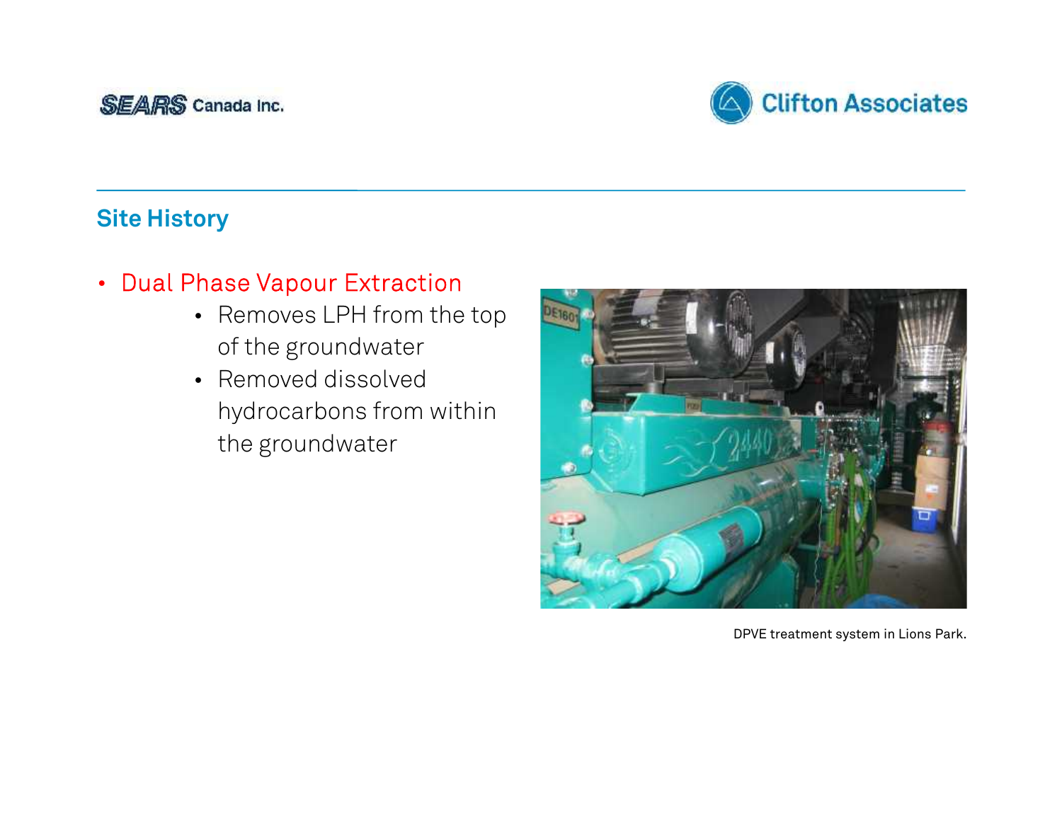## Site History

- Dual Phase Vapour Extraction
  - Removes LPH from the top of the groundwater
  - Removed dissolved hydrocarbons from within the groundwater

DPVE treatment system in Lions Park.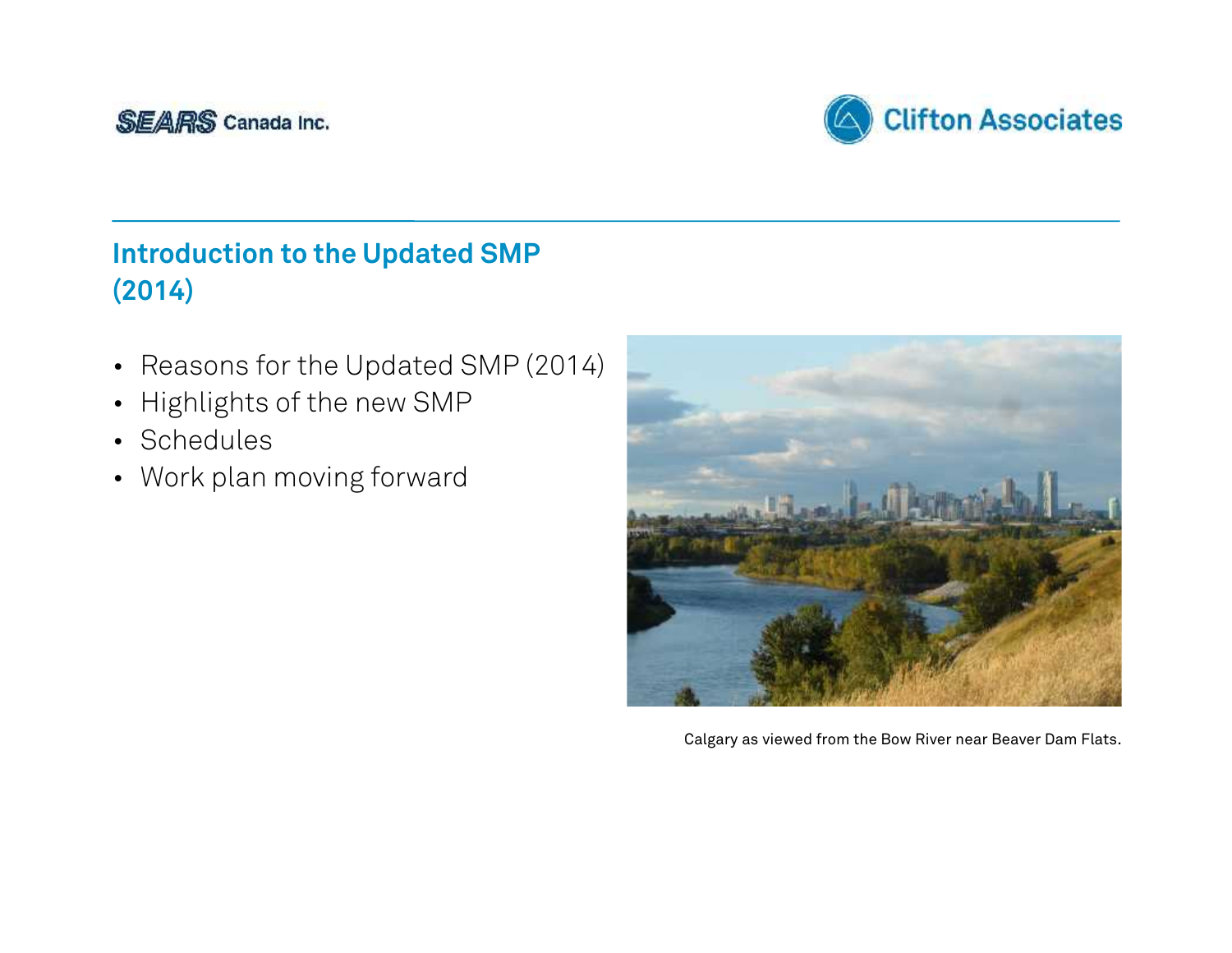## Introduction to the Updated SMP (2014)

- Reasons for the Updated SMP (2014)
- Highlights of the new SMP
- Schedules
- Work plan moving forward

Calgary as viewed from the Bow River near Beaver Dam Flats.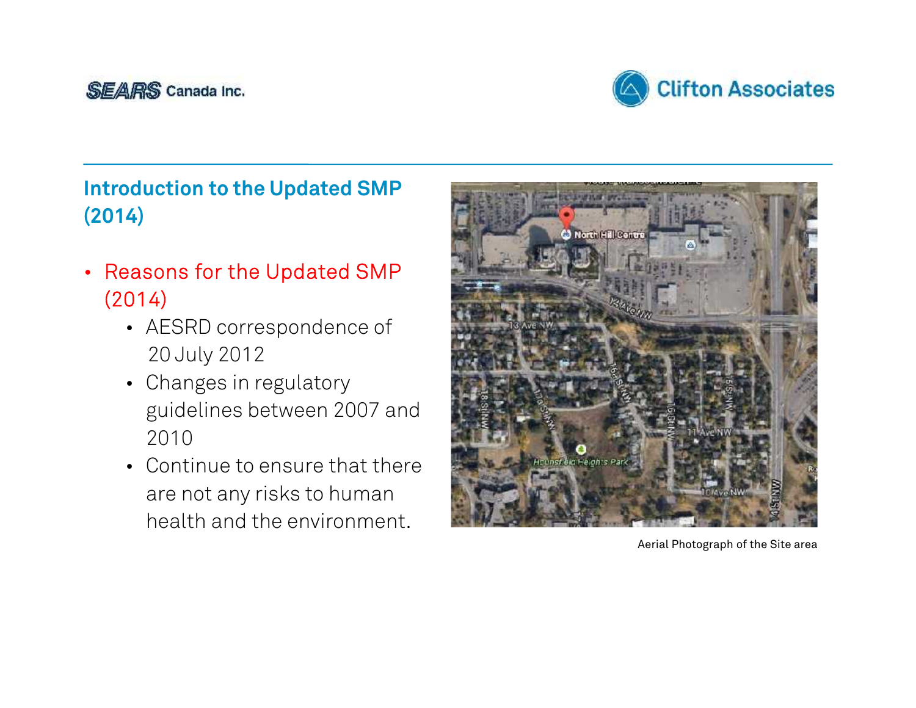## Introduction to the Updated SMP (2014)

- Reasons for the Updated SMP (2014)
  - AESRD correspondence of 20 July 2012
  - Changes in regulatory guidelines between 2007 and 2010
  - Continue to ensure that there are not any risks to human health and the environment.

Aerial Photograph of the Site area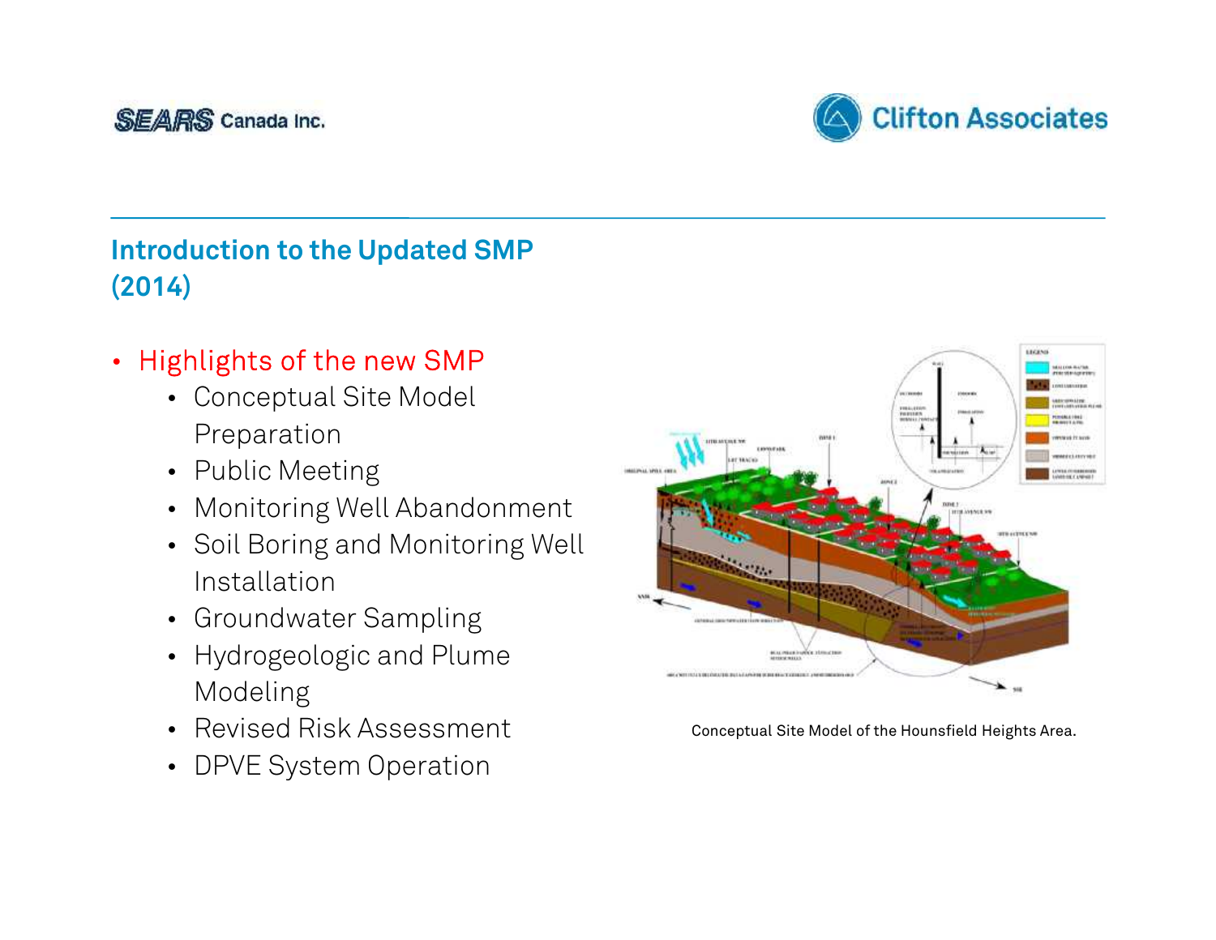## Introduction to the Updated SMP (2014)

- Highlights of the new SMP
  - Conceptual Site Model Preparation
  - Public Meeting
  - Monitoring Well Abandonment
  - Soil Boring and Monitoring Well Installation
  - Groundwater Sampling
  - Hydrogeologic and Plume Modeling
  - Revised Risk Assessment
  - DPVE System Operation

Conceptual Site Model of the Hounsfield Heights Area.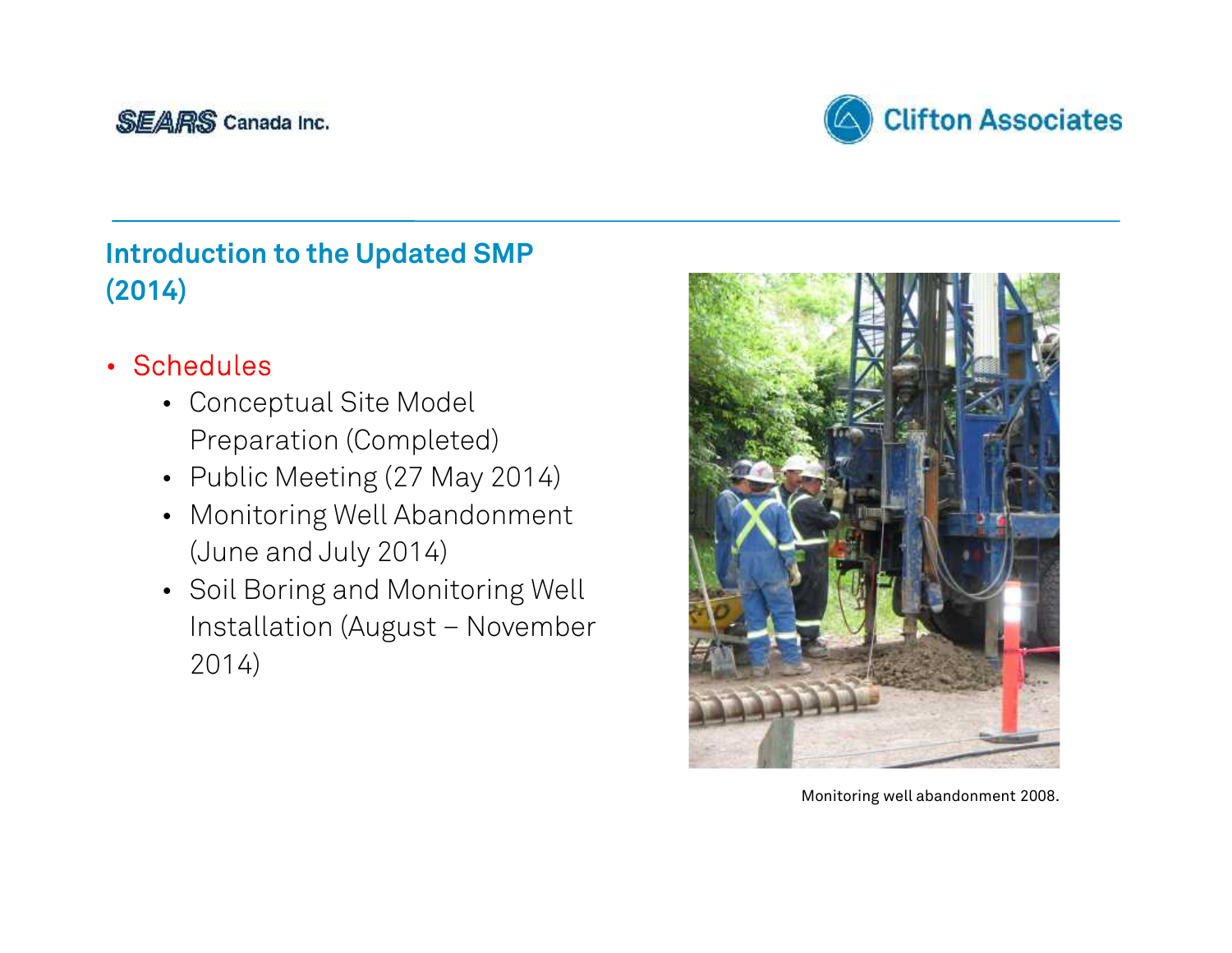SEARS Canada Inc.

Clifton Associates

## Introduction to the Updated SMP (2014)

- Schedules
  - Conceptual Site Model Preparation (Completed)
  - Public Meeting (27 May 2014)
  - Monitoring Well Abandonment (June and July 2014)
  - Soil Boring and Monitoring Well Installation (August – November 2014)

Monitoring well abandonment 2008.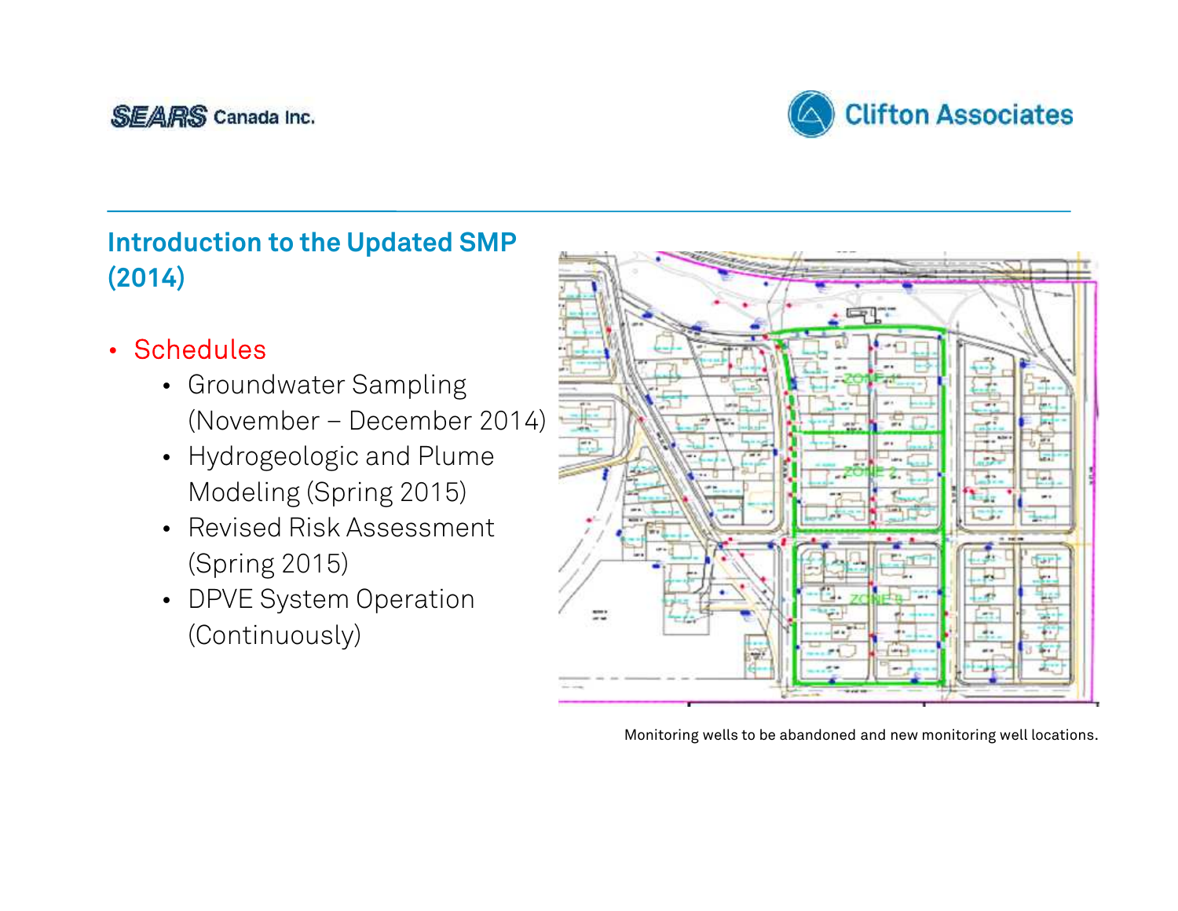## Introduction to the Updated SMP (2014)

- Schedules
  - Groundwater Sampling (November – December 2014)
  - Hydrogeologic and Plume Modeling (Spring 2015)
  - Revised Risk Assessment (Spring 2015)
  - DPVE System Operation (Continuously)

Monitoring wells to be abandoned and new monitoring well locations.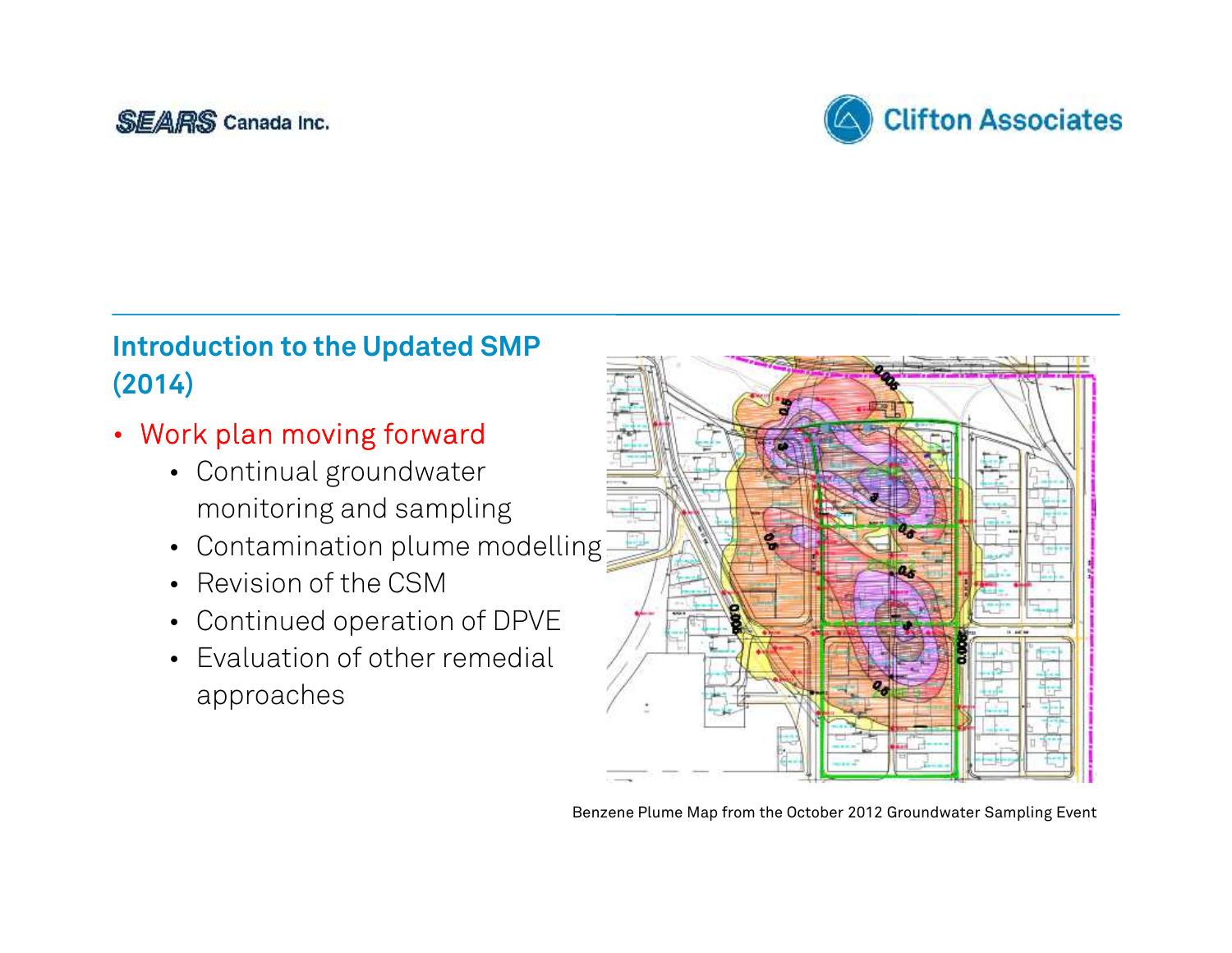## Introduction to the Updated SMP (2014)

- Work plan moving forward
  - Continual groundwater monitoring and sampling
  - Contamination plume modelling
  - Revision of the CSM
  - Continued operation of DPVE
  - Evaluation of other remedial approaches

Benzene Plume Map from the October 2012 Groundwater Sampling Event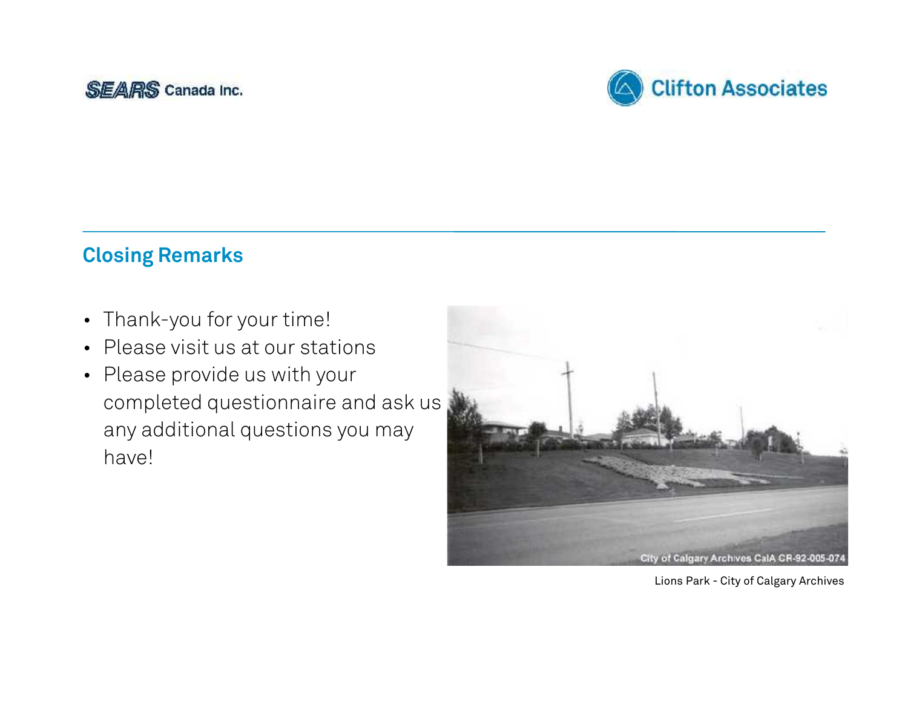SEARS Canada Inc.

Clifton Associates

## Closing Remarks

- Thank-you for your time!
- Please visit us at our stations
- Please provide us with your completed questionnaire and ask us any additional questions you may have!

City of Calgary Archives CalA CR-92-005-074

Lions Park - City of Calgary Archives